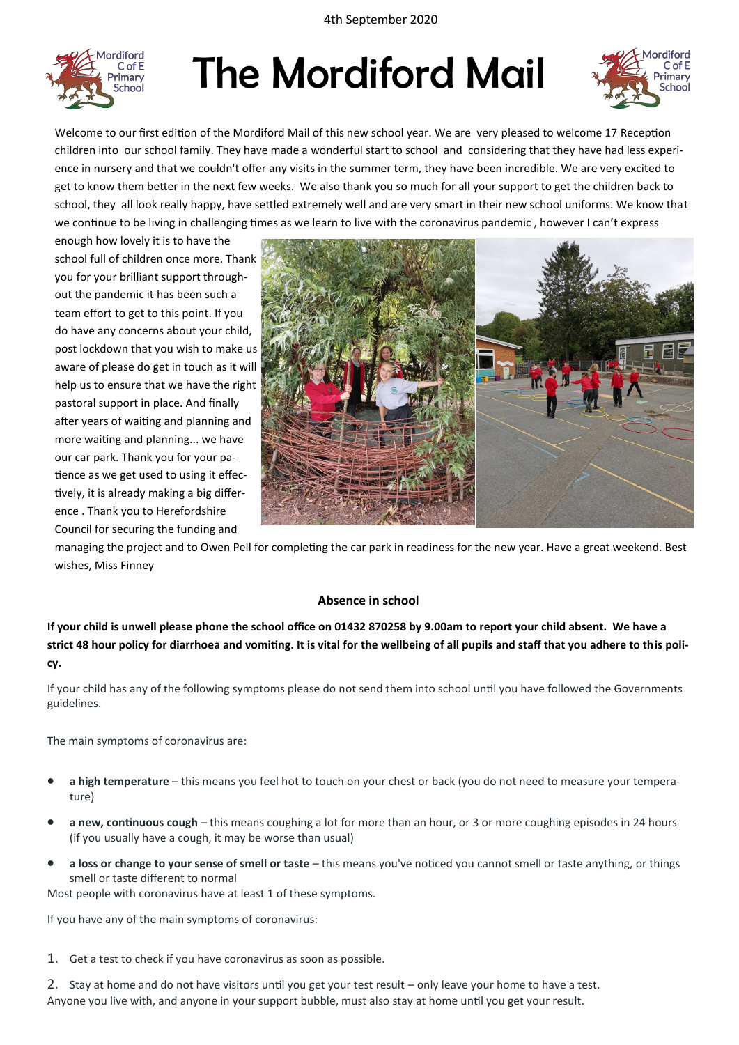4th September 2020

# The Mordiford Mail

Welcome to our first edition of the Mordiford Mail of this new school year. We are very pleased to welcome 17 Reception children into our school family. They have made a wonderful start to school and considering that they have had less experience in nursery and that we couldn't offer any visits in the summer term, they have been incredible. We are very excited to get to know them better in the next few weeks. We also thank you so much for all your support to get the children back to school, they all look really happy, have settled extremely well and are very smart in their new school uniforms. We know that we continue to be living in challenging times as we learn to live with the coronavirus pandemic , however I can't express enough how lovely it is to have the school full of children once more. Thank you for your brilliant support throughout the pandemic it has been such a team effort to get to this point. If you do have any concerns about your child, post lockdown that you wish to make us aware of please do get in touch as it will help us to ensure that we have the right pastoral support in place. And finally after years of waiting and planning and more waiting and planning... we have our car park. Thank you for your patience as we get used to using it effectively, it is already making a big difference . Thank you to Herefordshire Council for securing the funding and managing the project and to Owen Pell for completing the car park in readiness for the new year. Have a great weekend. Best wishes, Miss Finney

## Absence in school

**If your child is unwell please phone the school office on 01432 870258 by 9.00am to report your child absent. We have a strict 48 hour policy for diarrhoea and vomiting. It is vital for the wellbeing of all pupils and staff that you adhere to this policy.**

If your child has any of the following symptoms please do not send them into school until you have followed the Governments guidelines.

The main symptoms of coronavirus are:

- **a high temperature** – this means you feel hot to touch on your chest or back (you do not need to measure your temperature)
- **a new, continuous cough** – this means coughing a lot for more than an hour, or 3 or more coughing episodes in 24 hours (if you usually have a cough, it may be worse than usual)
- **a loss or change to your sense of smell or taste** – this means you've noticed you cannot smell or taste anything, or things smell or taste different to normal

Most people with coronavirus have at least 1 of these symptoms.

If you have any of the main symptoms of coronavirus:

1. Get a test to check if you have coronavirus as soon as possible.
2. Stay at home and do not have visitors until you get your test result – only leave your home to have a test.

Anyone you live with, and anyone in your support bubble, must also stay at home until you get your result.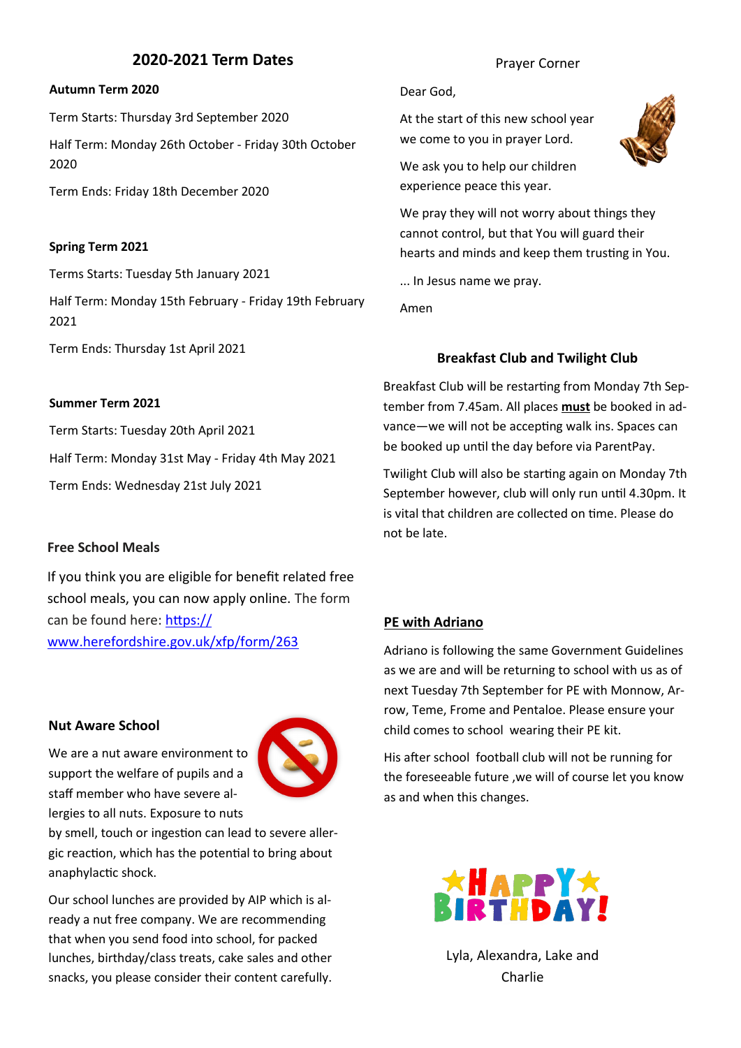## 2020-2021 Term Dates

**Autumn Term 2020**

Term Starts: Thursday 3rd September 2020

Half Term: Monday 26th October - Friday 30th October 2020

Term Ends: Friday 18th December 2020

**Spring Term 2021**

Terms Starts: Tuesday 5th January 2021

Half Term: Monday 15th February - Friday 19th February 2021

Term Ends: Thursday 1st April 2021

**Summer Term 2021**

Term Starts: Tuesday 20th April 2021

Half Term: Monday 31st May - Friday 4th May 2021

Term Ends: Wednesday 21st July 2021

### Free School Meals

If you think you are eligible for benefit related free school meals, you can now apply online. The form can be found here: https://www.herefordshire.gov.uk/xfp/form/263

### Nut Aware School

We are a nut aware environment to support the welfare of pupils and a staff member who have severe allergies to all nuts. Exposure to nuts by smell, touch or ingestion can lead to severe allergic reaction, which has the potential to bring about anaphylactic shock.

Our school lunches are provided by AIP which is already a nut free company. We are recommending that when you send food into school, for packed lunches, birthday/class treats, cake sales and other snacks, you please consider their content carefully.

### Prayer Corner

Dear God,

At the start of this new school year we come to you in prayer Lord.

We ask you to help our children experience peace this year.

We pray they will not worry about things they cannot control, but that You will guard their hearts and minds and keep them trusting in You.

... In Jesus name we pray.

Amen

### Breakfast Club and Twilight Club

Breakfast Club will be restarting from Monday 7th September from 7.45am. All places **must** be booked in advance—we will not be accepting walk ins. Spaces can be booked up until the day before via ParentPay.

Twilight Club will also be starting again on Monday 7th September however, club will only run until 4.30pm. It is vital that children are collected on time. Please do not be late.

### PE with Adriano

Adriano is following the same Government Guidelines as we are and will be returning to school with us as of next Tuesday 7th September for PE with Monnow, Arrow, Teme, Frome and Pentaloe. Please ensure your child comes to school wearing their PE kit.

His after school football club will not be running for the foreseeable future ,we will of course let you know as and when this changes.

HAPPY BIRTHDAY!

Lyla, Alexandra, Lake and Charlie